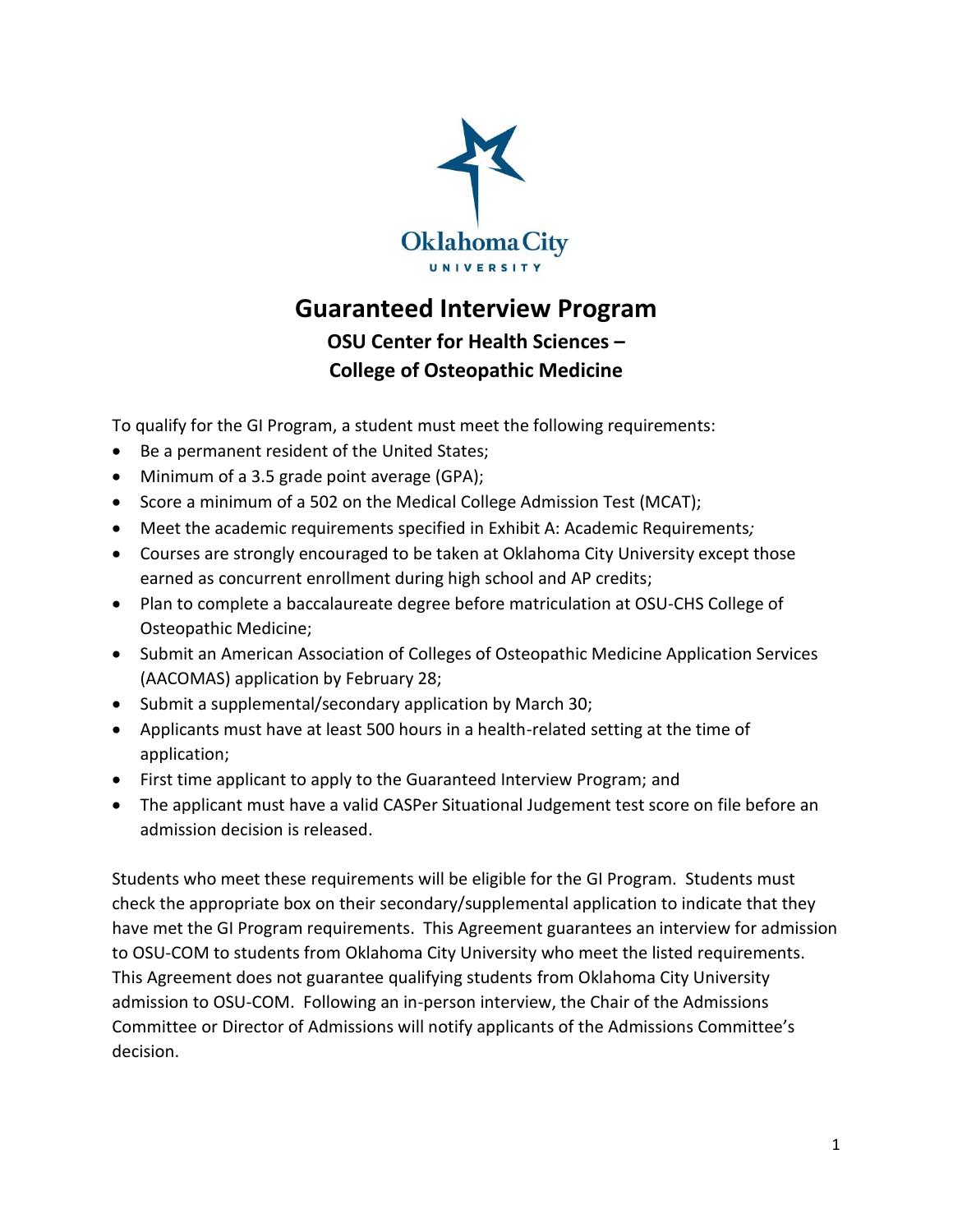Oklahoma City University

# Guaranteed Interview Program

## OSU Center for Health Sciences – College of Osteopathic Medicine

To qualify for the GI Program, a student must meet the following requirements:

- Be a permanent resident of the United States;
- Minimum of a 3.5 grade point average (GPA);
- Score a minimum of a 502 on the Medical College Admission Test (MCAT);
- Meet the academic requirements specified in Exhibit A: Academic Requirements*;*
- Courses are strongly encouraged to be taken at Oklahoma City University except those earned as concurrent enrollment during high school and AP credits;
- Plan to complete a baccalaureate degree before matriculation at OSU-CHS College of Osteopathic Medicine;
- Submit an American Association of Colleges of Osteopathic Medicine Application Services (AACOMAS) application by February 28;
- Submit a supplemental/secondary application by March 30;
- Applicants must have at least 500 hours in a health-related setting at the time of application;
- First time applicant to apply to the Guaranteed Interview Program; and
- The applicant must have a valid CASPer Situational Judgement test score on file before an admission decision is released.

Students who meet these requirements will be eligible for the GI Program. Students must check the appropriate box on their secondary/supplemental application to indicate that they have met the GI Program requirements. This Agreement guarantees an interview for admission to OSU-COM to students from Oklahoma City University who meet the listed requirements. This Agreement does not guarantee qualifying students from Oklahoma City University admission to OSU-COM. Following an in-person interview, the Chair of the Admissions Committee or Director of Admissions will notify applicants of the Admissions Committee's decision.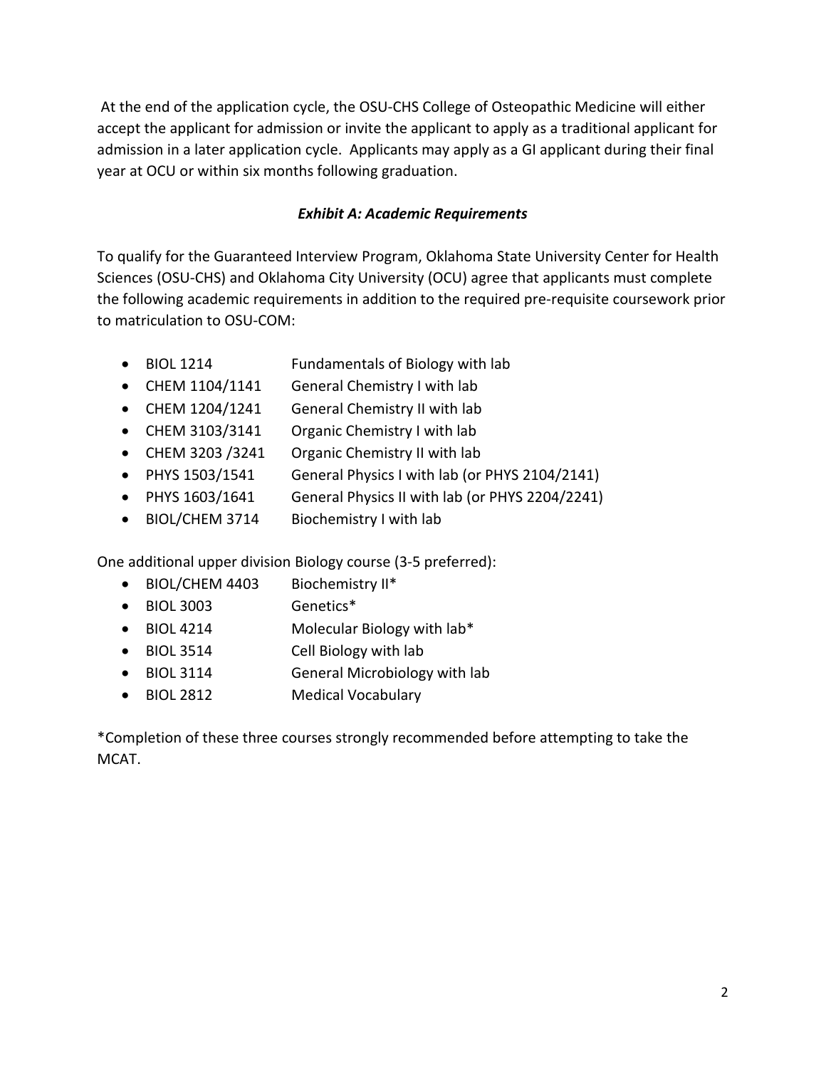At the end of the application cycle, the OSU-CHS College of Osteopathic Medicine will either accept the applicant for admission or invite the applicant to apply as a traditional applicant for admission in a later application cycle. Applicants may apply as a GI applicant during their final year at OCU or within six months following graduation.

### *Exhibit A: Academic Requirements*

To qualify for the Guaranteed Interview Program, Oklahoma State University Center for Health Sciences (OSU-CHS) and Oklahoma City University (OCU) agree that applicants must complete the following academic requirements in addition to the required pre-requisite coursework prior to matriculation to OSU-COM:

- BIOL 1214 Fundamentals of Biology with lab
- CHEM 1104/1141 General Chemistry I with lab
- CHEM 1204/1241 General Chemistry II with lab
- CHEM 3103/3141 Organic Chemistry I with lab
- CHEM 3203 /3241 Organic Chemistry II with lab
- PHYS 1503/1541 General Physics I with lab (or PHYS 2104/2141)
- PHYS 1603/1641 General Physics II with lab (or PHYS 2204/2241)
- BIOL/CHEM 3714 Biochemistry I with lab

One additional upper division Biology course (3-5 preferred):

- BIOL/CHEM 4403 Biochemistry II*
- BIOL 3003 Genetics*
- BIOL 4214 Molecular Biology with lab*
- BIOL 3514 Cell Biology with lab
- BIOL 3114 General Microbiology with lab
- BIOL 2812 Medical Vocabulary

*Completion of these three courses strongly recommended before attempting to take the MCAT.